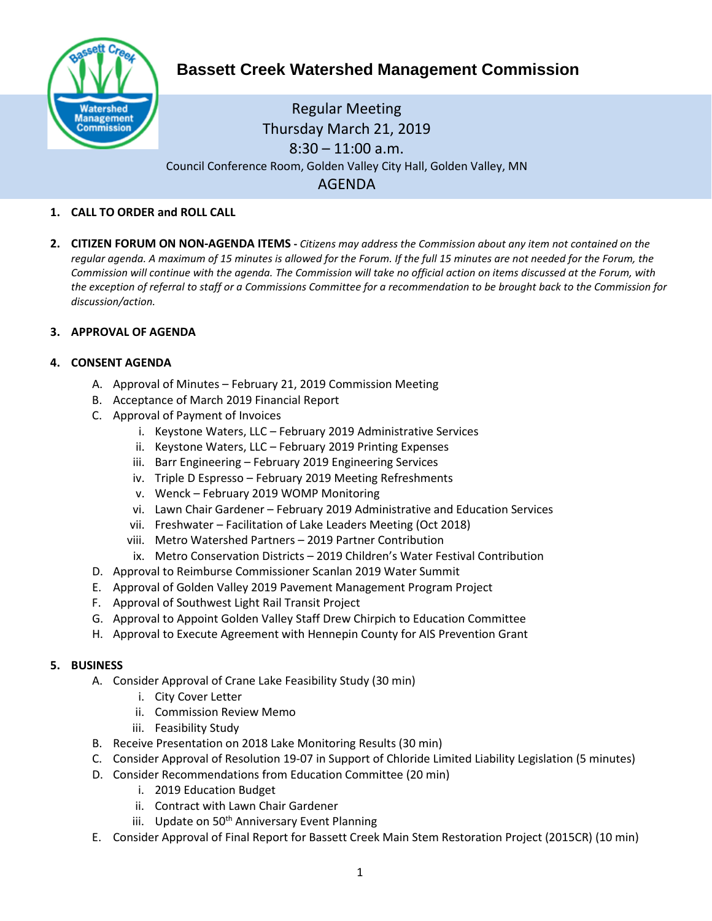# Bassett Creek Watershed Management Commission

Regular Meeting
Thursday March 21, 2019
8:30 – 11:00 a.m.
Council Conference Room, Golden Valley City Hall, Golden Valley, MN

AGENDA

1. **CALL TO ORDER and ROLL CALL**

2. **CITIZEN FORUM ON NON-AGENDA ITEMS -** *Citizens may address the Commission about any item not contained on the regular agenda. A maximum of 15 minutes is allowed for the Forum. If the full 15 minutes are not needed for the Forum, the Commission will continue with the agenda. The Commission will take no official action on items discussed at the Forum, with the exception of referral to staff or a Commissions Committee for a recommendation to be brought back to the Commission for discussion/action.*

3. **APPROVAL OF AGENDA**

4. **CONSENT AGENDA**
   - A. Approval of Minutes – February 21, 2019 Commission Meeting
   - B. Acceptance of March 2019 Financial Report
   - C. Approval of Payment of Invoices
     - i. Keystone Waters, LLC – February 2019 Administrative Services
     - ii. Keystone Waters, LLC – February 2019 Printing Expenses
     - iii. Barr Engineering – February 2019 Engineering Services
     - iv. Triple D Espresso – February 2019 Meeting Refreshments
     - v. Wenck – February 2019 WOMP Monitoring
     - vi. Lawn Chair Gardener – February 2019 Administrative and Education Services
     - vii. Freshwater – Facilitation of Lake Leaders Meeting (Oct 2018)
     - viii. Metro Watershed Partners – 2019 Partner Contribution
     - ix. Metro Conservation Districts – 2019 Children's Water Festival Contribution
   - D. Approval to Reimburse Commissioner Scanlan 2019 Water Summit
   - E. Approval of Golden Valley 2019 Pavement Management Program Project
   - F. Approval of Southwest Light Rail Transit Project
   - G. Approval to Appoint Golden Valley Staff Drew Chirpich to Education Committee
   - H. Approval to Execute Agreement with Hennepin County for AIS Prevention Grant

5. **BUSINESS**
   - A. Consider Approval of Crane Lake Feasibility Study (30 min)
     - i. City Cover Letter
     - ii. Commission Review Memo
     - iii. Feasibility Study
   - B. Receive Presentation on 2018 Lake Monitoring Results (30 min)
   - C. Consider Approval of Resolution 19-07 in Support of Chloride Limited Liability Legislation (5 minutes)
   - D. Consider Recommendations from Education Committee (20 min)
     - i. 2019 Education Budget
     - ii. Contract with Lawn Chair Gardener
     - iii. Update on 50th Anniversary Event Planning
   - E. Consider Approval of Final Report for Bassett Creek Main Stem Restoration Project (2015CR) (10 min)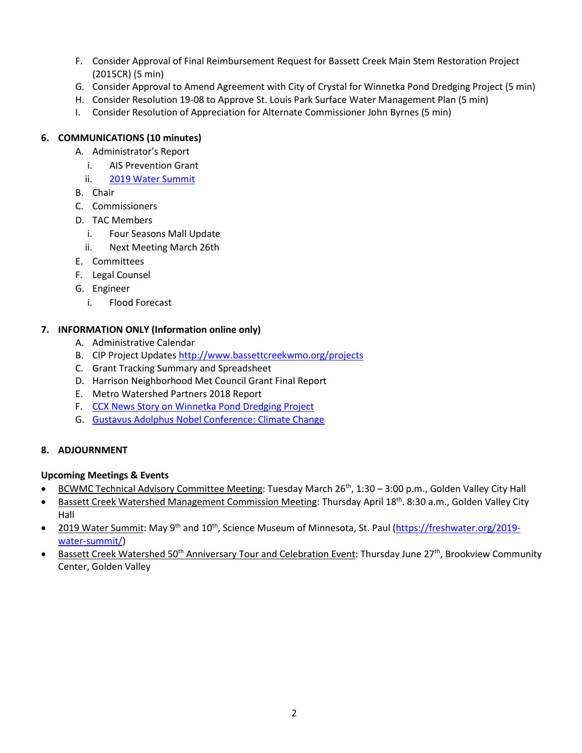F. Consider Approval of Final Reimbursement Request for Bassett Creek Main Stem Restoration Project (2015CR) (5 min)
G. Consider Approval to Amend Agreement with City of Crystal for Winnetka Pond Dredging Project (5 min)
H. Consider Resolution 19-08 to Approve St. Louis Park Surface Water Management Plan (5 min)
I. Consider Resolution of Appreciation for Alternate Commissioner John Byrnes (5 min)

**6. COMMUNICATIONS (10 minutes)**

A. Administrator's Report
   i. AIS Prevention Grant
   ii. 2019 Water Summit
B. Chair
C. Commissioners
D. TAC Members
   i. Four Seasons Mall Update
   ii. Next Meeting March 26th
E. Committees
F. Legal Counsel
G. Engineer
   i. Flood Forecast

**7. INFORMATION ONLY (Information online only)**

A. Administrative Calendar
B. CIP Project Updates http://www.bassettcreekwmo.org/projects
C. Grant Tracking Summary and Spreadsheet
D. Harrison Neighborhood Met Council Grant Final Report
E. Metro Watershed Partners 2018 Report
F. CCX News Story on Winnetka Pond Dredging Project
G. Gustavus Adolphus Nobel Conference: Climate Change

**8. ADJOURNMENT**

**Upcoming Meetings & Events**

- BCWMC Technical Advisory Committee Meeting: Tuesday March 26th, 1:30 – 3:00 p.m., Golden Valley City Hall
- Bassett Creek Watershed Management Commission Meeting: Thursday April 18th. 8:30 a.m., Golden Valley City Hall
- 2019 Water Summit: May 9th and 10th, Science Museum of Minnesota, St. Paul (https://freshwater.org/2019-water-summit/)
- Bassett Creek Watershed 50th Anniversary Tour and Celebration Event: Thursday June 27th, Brookview Community Center, Golden Valley